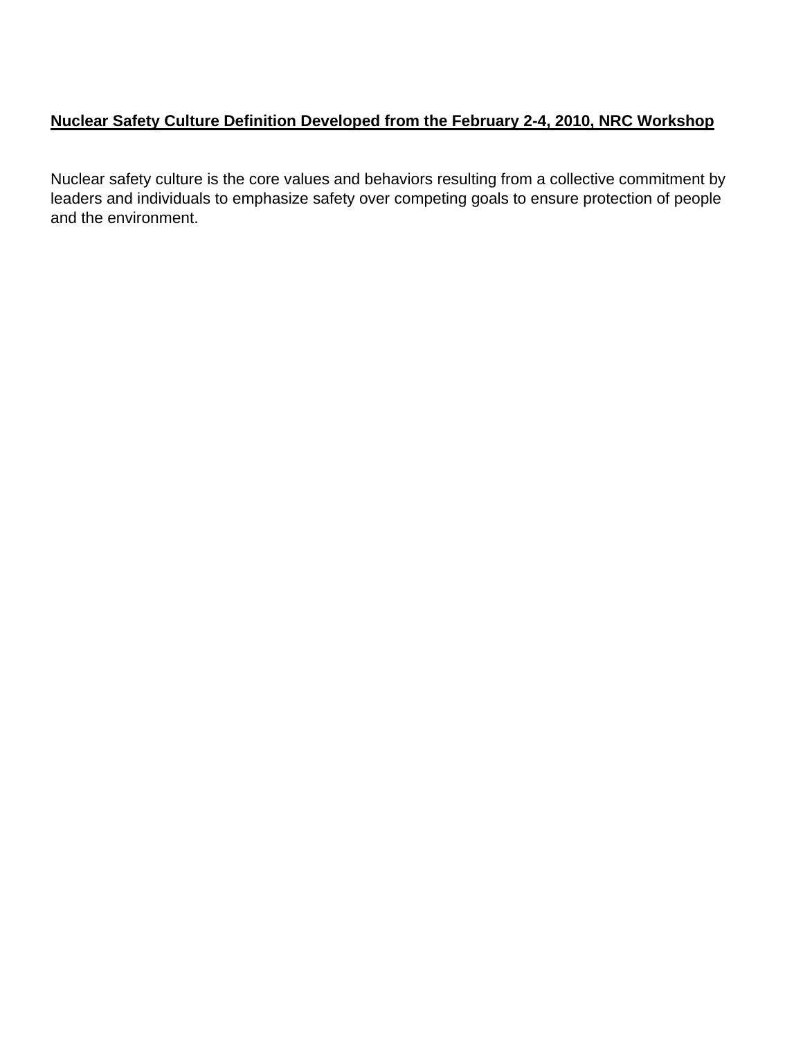**Nuclear Safety Culture Definition Developed from the February 2-4, 2010, NRC Workshop**

Nuclear safety culture is the core values and behaviors resulting from a collective commitment by leaders and individuals to emphasize safety over competing goals to ensure protection of people and the environment.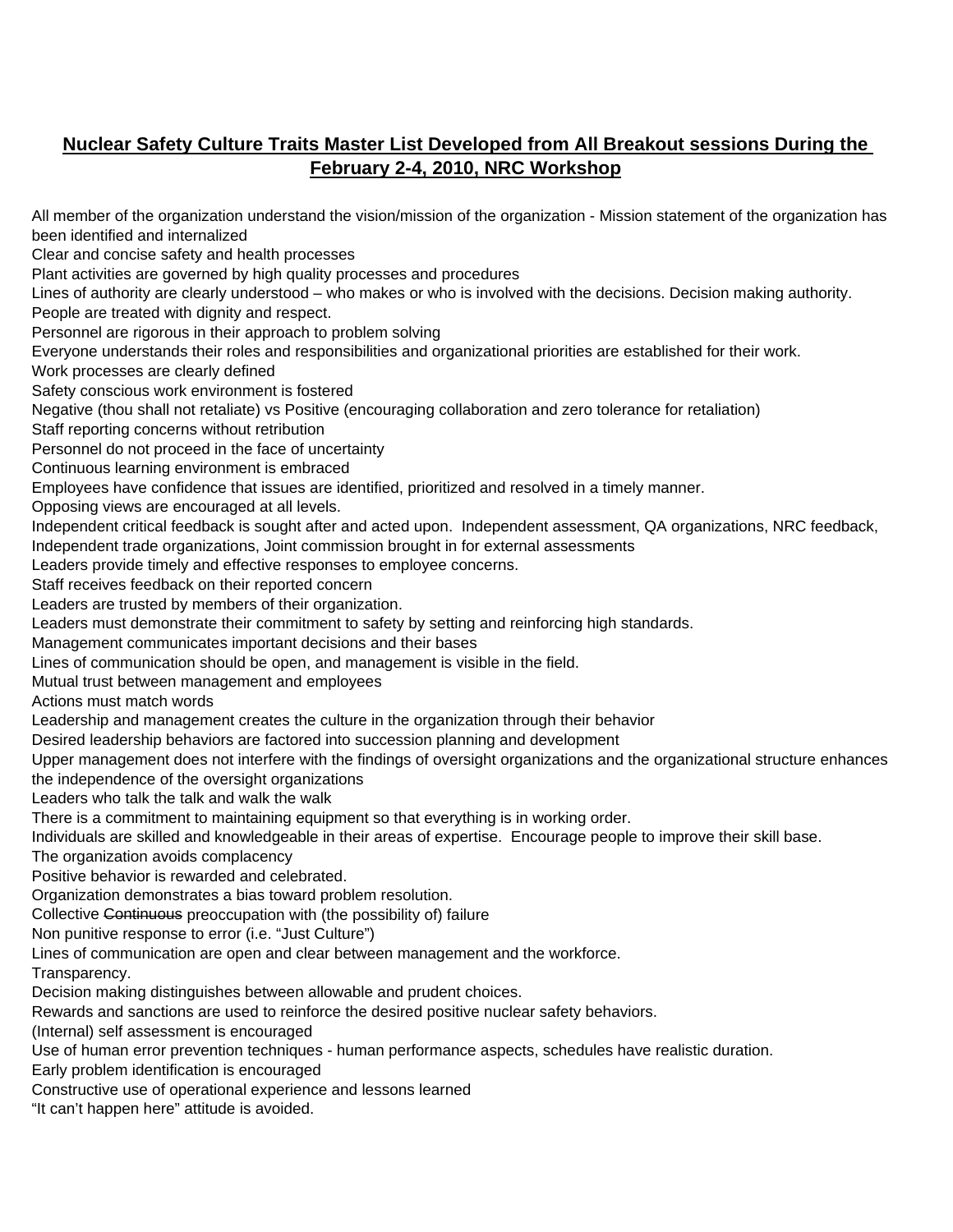**Nuclear Safety Culture Traits Master List Developed from All Breakout sessions During the February 2-4, 2010, NRC Workshop**

All member of the organization understand the vision/mission of the organization - Mission statement of the organization has been identified and internalized
Clear and concise safety and health processes
Plant activities are governed by high quality processes and procedures
Lines of authority are clearly understood – who makes or who is involved with the decisions. Decision making authority.
People are treated with dignity and respect.
Personnel are rigorous in their approach to problem solving
Everyone understands their roles and responsibilities and organizational priorities are established for their work.
Work processes are clearly defined
Safety conscious work environment is fostered
Negative (thou shall not retaliate) vs Positive (encouraging collaboration and zero tolerance for retaliation)
Staff reporting concerns without retribution
Personnel do not proceed in the face of uncertainty
Continuous learning environment is embraced
Employees have confidence that issues are identified, prioritized and resolved in a timely manner.
Opposing views are encouraged at all levels.
Independent critical feedback is sought after and acted upon. Independent assessment, QA organizations, NRC feedback, Independent trade organizations, Joint commission brought in for external assessments
Leaders provide timely and effective responses to employee concerns.
Staff receives feedback on their reported concern
Leaders are trusted by members of their organization.
Leaders must demonstrate their commitment to safety by setting and reinforcing high standards.
Management communicates important decisions and their bases
Lines of communication should be open, and management is visible in the field.
Mutual trust between management and employees
Actions must match words
Leadership and management creates the culture in the organization through their behavior
Desired leadership behaviors are factored into succession planning and development
Upper management does not interfere with the findings of oversight organizations and the organizational structure enhances the independence of the oversight organizations
Leaders who talk the talk and walk the walk
There is a commitment to maintaining equipment so that everything is in working order.
Individuals are skilled and knowledgeable in their areas of expertise. Encourage people to improve their skill base.
The organization avoids complacency
Positive behavior is rewarded and celebrated.
Organization demonstrates a bias toward problem resolution.
Collective ~~Continuous~~ preoccupation with (the possibility of) failure
Non punitive response to error (i.e. "Just Culture")
Lines of communication are open and clear between management and the workforce.
Transparency.
Decision making distinguishes between allowable and prudent choices.
Rewards and sanctions are used to reinforce the desired positive nuclear safety behaviors.
(Internal) self assessment is encouraged
Use of human error prevention techniques - human performance aspects, schedules have realistic duration.
Early problem identification is encouraged
Constructive use of operational experience and lessons learned
"It can't happen here" attitude is avoided.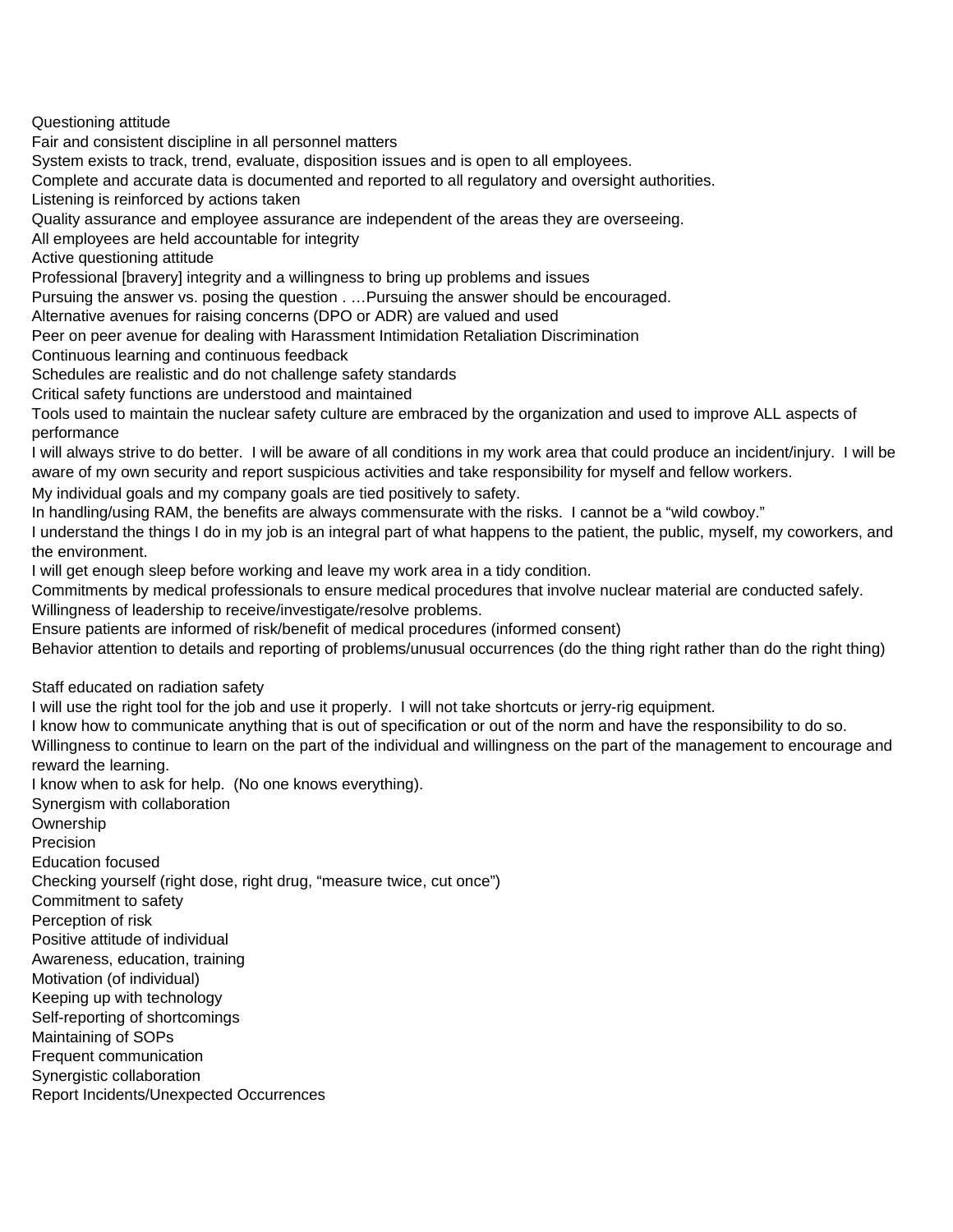Questioning attitude
Fair and consistent discipline in all personnel matters
System exists to track, trend, evaluate, disposition issues and is open to all employees.
Complete and accurate data is documented and reported to all regulatory and oversight authorities.
Listening is reinforced by actions taken
Quality assurance and employee assurance are independent of the areas they are overseeing.
All employees are held accountable for integrity
Active questioning attitude
Professional [bravery] integrity and a willingness to bring up problems and issues
Pursuing the answer vs. posing the question . …Pursuing the answer should be encouraged.
Alternative avenues for raising concerns (DPO or ADR) are valued and used
Peer on peer avenue for dealing with Harassment Intimidation Retaliation Discrimination
Continuous learning and continuous feedback
Schedules are realistic and do not challenge safety standards
Critical safety functions are understood and maintained
Tools used to maintain the nuclear safety culture are embraced by the organization and used to improve ALL aspects of performance
I will always strive to do better. I will be aware of all conditions in my work area that could produce an incident/injury. I will be aware of my own security and report suspicious activities and take responsibility for myself and fellow workers.
My individual goals and my company goals are tied positively to safety.
In handling/using RAM, the benefits are always commensurate with the risks. I cannot be a "wild cowboy."
I understand the things I do in my job is an integral part of what happens to the patient, the public, myself, my coworkers, and the environment.
I will get enough sleep before working and leave my work area in a tidy condition.
Commitments by medical professionals to ensure medical procedures that involve nuclear material are conducted safely.
Willingness of leadership to receive/investigate/resolve problems.
Ensure patients are informed of risk/benefit of medical procedures (informed consent)
Behavior attention to details and reporting of problems/unusual occurrences (do the thing right rather than do the right thing)

Staff educated on radiation safety
I will use the right tool for the job and use it properly. I will not take shortcuts or jerry-rig equipment.
I know how to communicate anything that is out of specification or out of the norm and have the responsibility to do so.
Willingness to continue to learn on the part of the individual and willingness on the part of the management to encourage and reward the learning.
I know when to ask for help. (No one knows everything).
Synergism with collaboration
Ownership
Precision
Education focused
Checking yourself (right dose, right drug, "measure twice, cut once")
Commitment to safety
Perception of risk
Positive attitude of individual
Awareness, education, training
Motivation (of individual)
Keeping up with technology
Self-reporting of shortcomings
Maintaining of SOPs
Frequent communication
Synergistic collaboration
Report Incidents/Unexpected Occurrences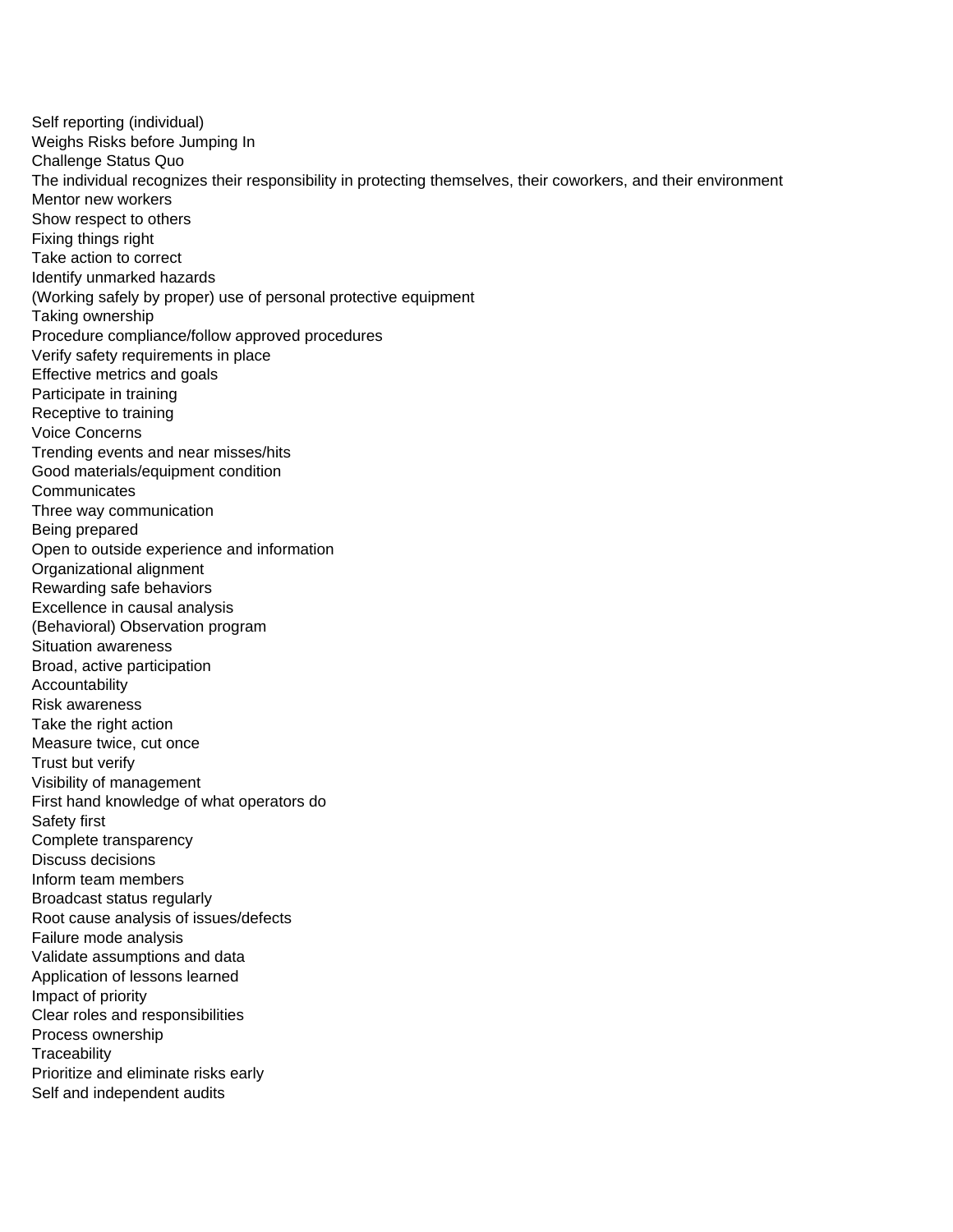Self reporting (individual)
Weighs Risks before Jumping In
Challenge Status Quo
The individual recognizes their responsibility in protecting themselves, their coworkers, and their environment
Mentor new workers
Show respect to others
Fixing things right
Take action to correct
Identify unmarked hazards
(Working safely by proper) use of personal protective equipment
Taking ownership
Procedure compliance/follow approved procedures
Verify safety requirements in place
Effective metrics and goals
Participate in training
Receptive to training
Voice Concerns
Trending events and near misses/hits
Good materials/equipment condition
Communicates
Three way communication
Being prepared
Open to outside experience and information
Organizational alignment
Rewarding safe behaviors
Excellence in causal analysis
(Behavioral) Observation program
Situation awareness
Broad, active participation
Accountability
Risk awareness
Take the right action
Measure twice, cut once
Trust but verify
Visibility of management
First hand knowledge of what operators do
Safety first
Complete transparency
Discuss decisions
Inform team members
Broadcast status regularly
Root cause analysis of issues/defects
Failure mode analysis
Validate assumptions and data
Application of lessons learned
Impact of priority
Clear roles and responsibilities
Process ownership
Traceability
Prioritize and eliminate risks early
Self and independent audits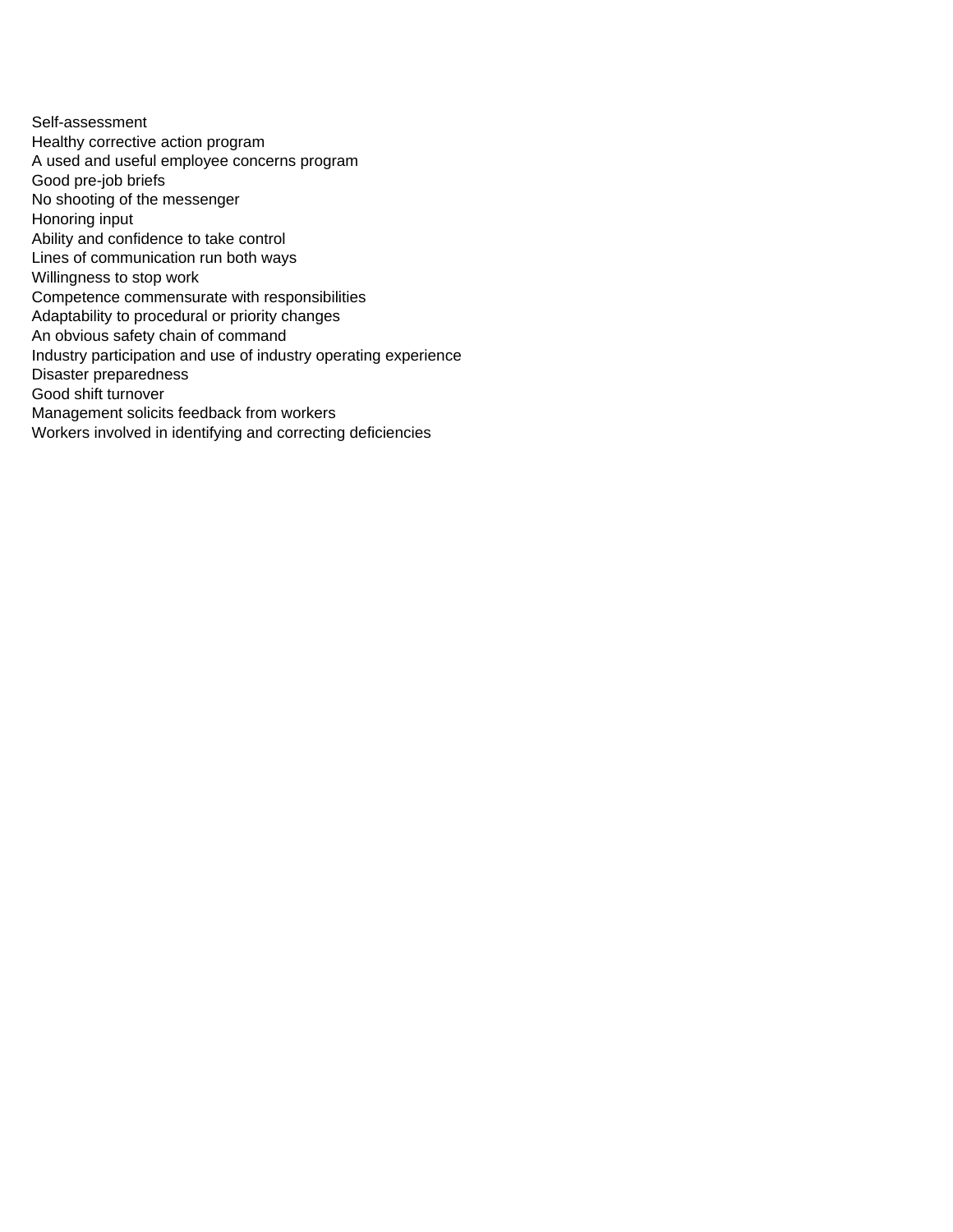Self-assessment
Healthy corrective action program
A used and useful employee concerns program
Good pre-job briefs
No shooting of the messenger
Honoring input
Ability and confidence to take control
Lines of communication run both ways
Willingness to stop work
Competence commensurate with responsibilities
Adaptability to procedural or priority changes
An obvious safety chain of command
Industry participation and use of industry operating experience
Disaster preparedness
Good shift turnover
Management solicits feedback from workers
Workers involved in identifying and correcting deficiencies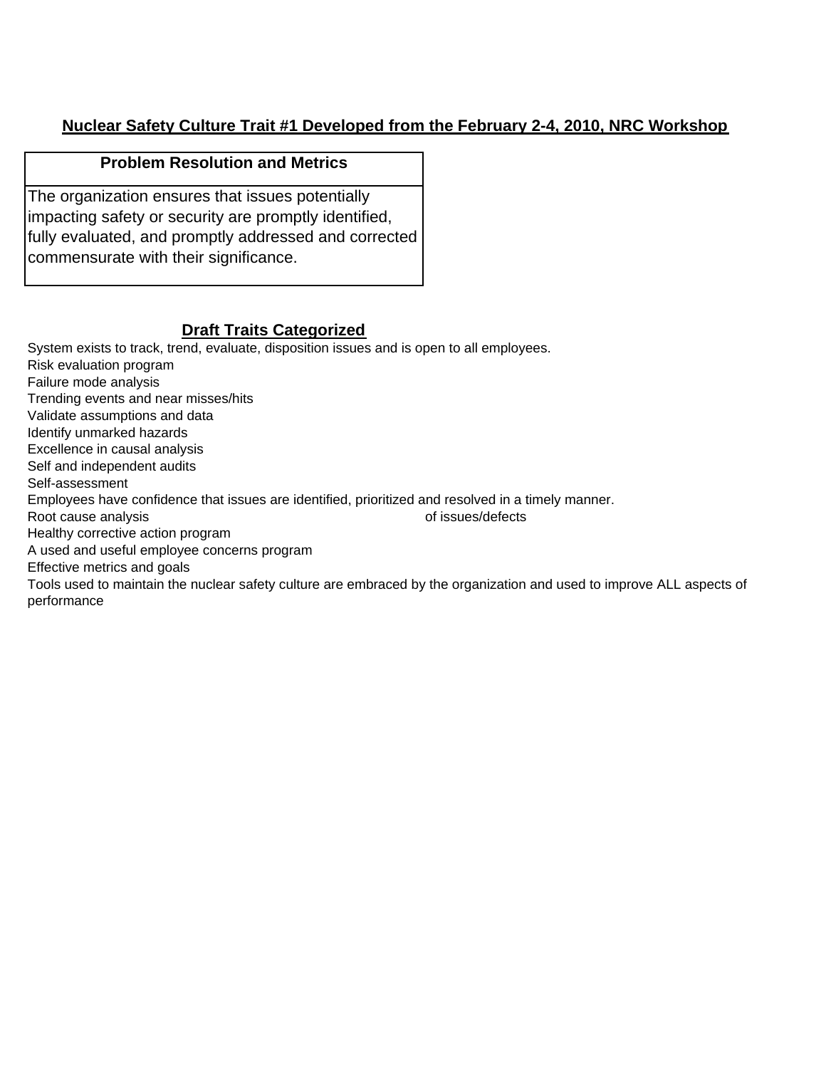**Nuclear Safety Culture Trait #1 Developed from the February 2-4, 2010, NRC Workshop**

| Problem Resolution and Metrics |
|---|
| The organization ensures that issues potentially impacting safety or security are promptly identified, fully evaluated, and promptly addressed and corrected commensurate with their significance. |

**Draft Traits Categorized**

System exists to track, trend, evaluate, disposition issues and is open to all employees.
Risk evaluation program
Failure mode analysis
Trending events and near misses/hits
Validate assumptions and data
Identify unmarked hazards
Excellence in causal analysis
Self and independent audits
Self-assessment
Employees have confidence that issues are identified, prioritized and resolved in a timely manner.
Root cause analysis of issues/defects
Healthy corrective action program
A used and useful employee concerns program
Effective metrics and goals
Tools used to maintain the nuclear safety culture are embraced by the organization and used to improve ALL aspects of performance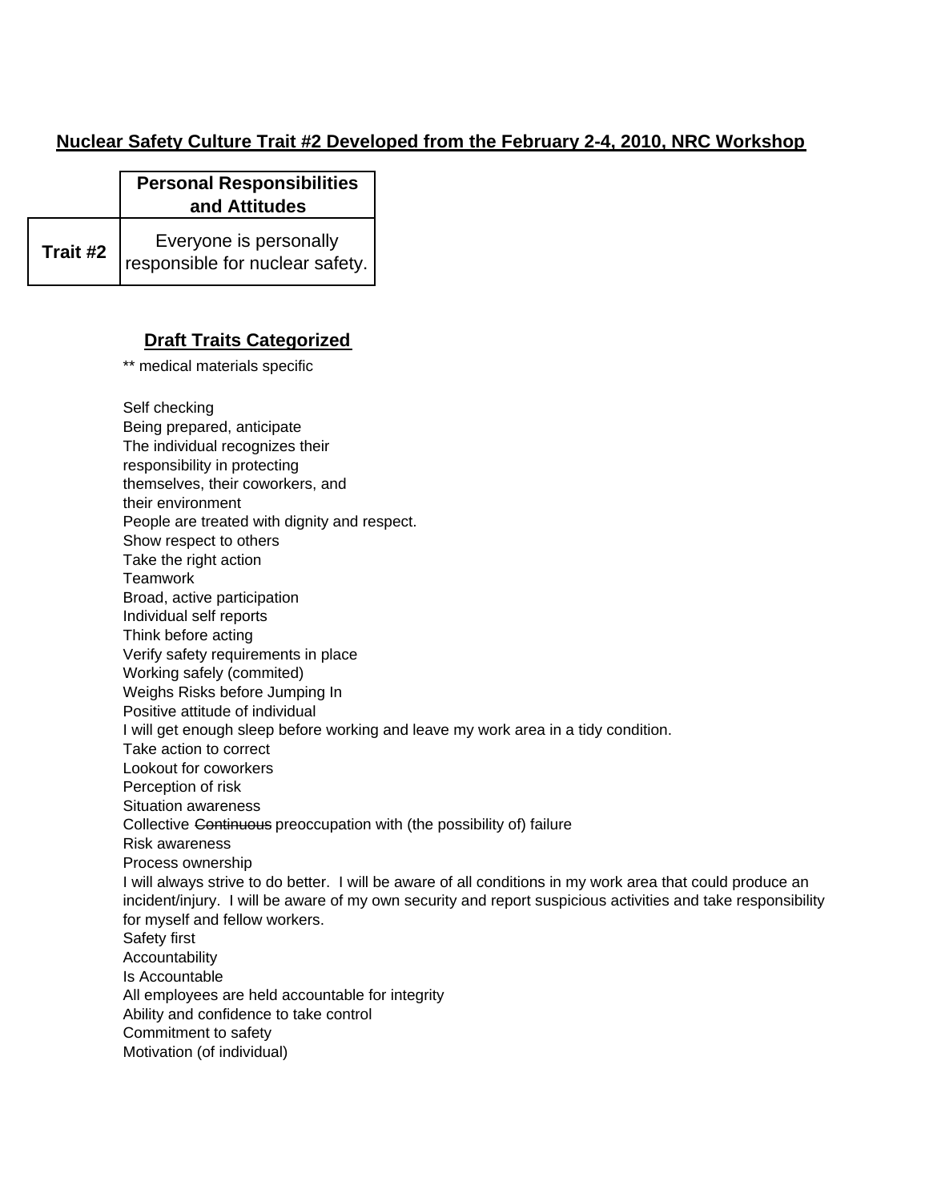## Nuclear Safety Culture Trait #2 Developed from the February 2-4, 2010, NRC Workshop

| | Personal Responsibilities and Attitudes |
|---|---|
| **Trait #2** | Everyone is personally responsible for nuclear safety. |

### Draft Traits Categorized

** medical materials specific

Self checking
Being prepared, anticipate
The individual recognizes their responsibility in protecting themselves, their coworkers, and their environment
People are treated with dignity and respect.
Show respect to others
Take the right action
Teamwork
Broad, active participation
Individual self reports
Think before acting
Verify safety requirements in place
Working safely (commited)
Weighs Risks before Jumping In
Positive attitude of individual
I will get enough sleep before working and leave my work area in a tidy condition.
Take action to correct
Lookout for coworkers
Perception of risk
Situation awareness
Collective ~~Continuous~~ preoccupation with (the possibility of) failure
Risk awareness
Process ownership
I will always strive to do better. I will be aware of all conditions in my work area that could produce an incident/injury. I will be aware of my own security and report suspicious activities and take responsibility for myself and fellow workers.
Safety first
Accountability
Is Accountable
All employees are held accountable for integrity
Ability and confidence to take control
Commitment to safety
Motivation (of individual)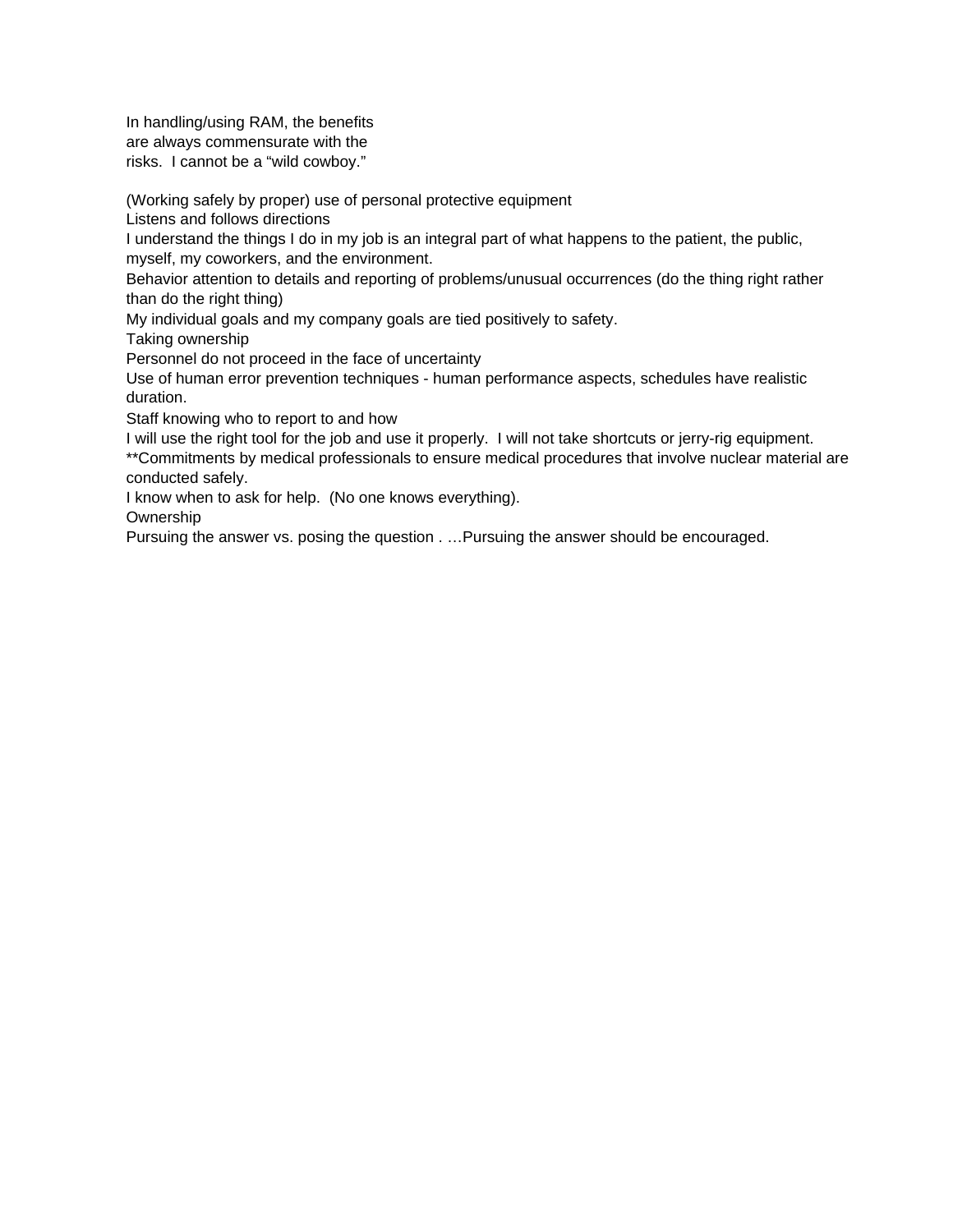In handling/using RAM, the benefits are always commensurate with the risks. I cannot be a "wild cowboy."

(Working safely by proper) use of personal protective equipment

Listens and follows directions

I understand the things I do in my job is an integral part of what happens to the patient, the public, myself, my coworkers, and the environment.

Behavior attention to details and reporting of problems/unusual occurrences (do the thing right rather than do the right thing)

My individual goals and my company goals are tied positively to safety.

Taking ownership

Personnel do not proceed in the face of uncertainty

Use of human error prevention techniques - human performance aspects, schedules have realistic duration.

Staff knowing who to report to and how

I will use the right tool for the job and use it properly. I will not take shortcuts or jerry-rig equipment.

**Commitments by medical professionals to ensure medical procedures that involve nuclear material are conducted safely.

I know when to ask for help. (No one knows everything).

Ownership

Pursuing the answer vs. posing the question . …Pursuing the answer should be encouraged.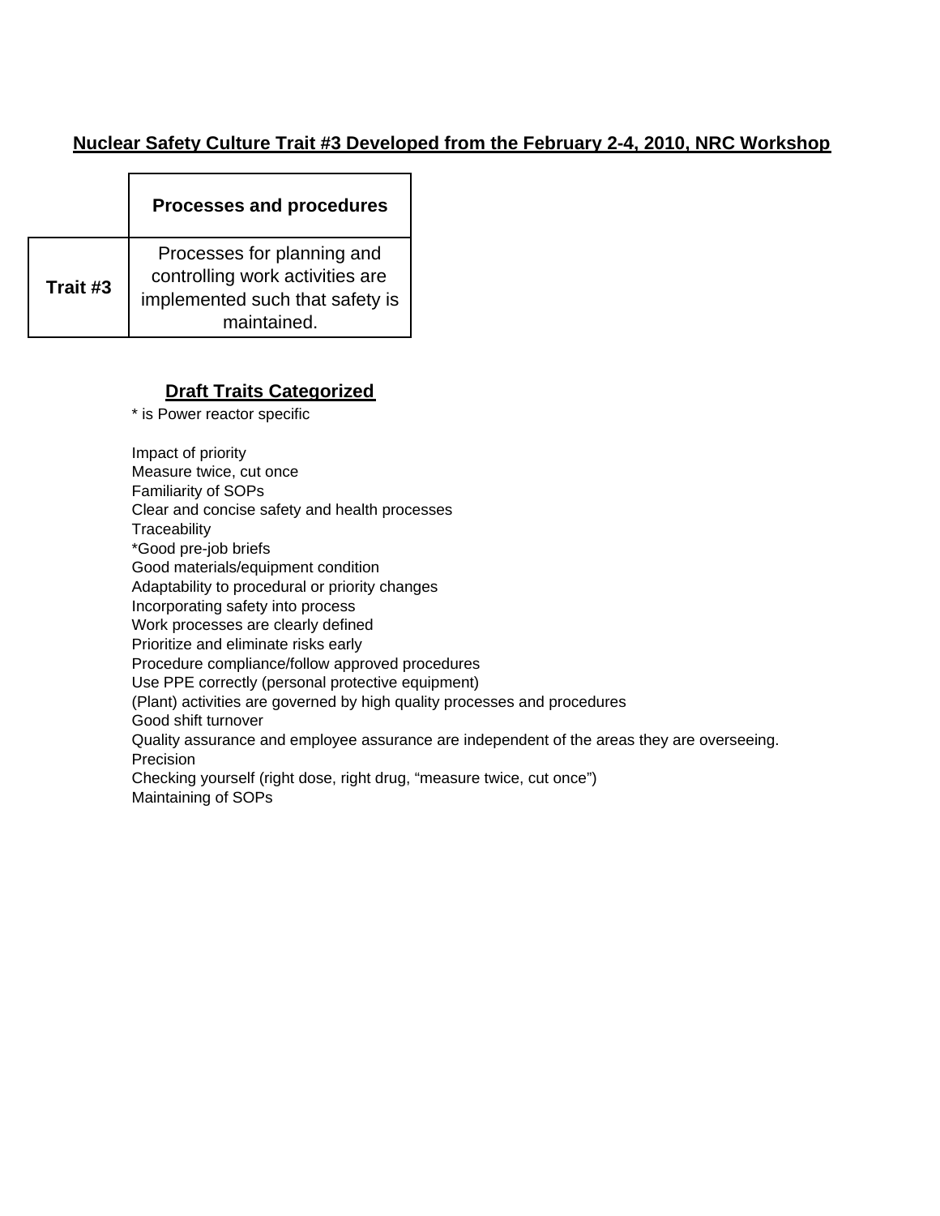## Nuclear Safety Culture Trait #3 Developed from the February 2-4, 2010, NRC Workshop

| | Processes and procedures |
|---|---|
| **Trait #3** | Processes for planning and controlling work activities are implemented such that safety is maintained. |

### Draft Traits Categorized

* is Power reactor specific

Impact of priority
Measure twice, cut once
Familiarity of SOPs
Clear and concise safety and health processes
Traceability
*Good pre-job briefs
Good materials/equipment condition
Adaptability to procedural or priority changes
Incorporating safety into process
Work processes are clearly defined
Prioritize and eliminate risks early
Procedure compliance/follow approved procedures
Use PPE correctly (personal protective equipment)
(Plant) activities are governed by high quality processes and procedures
Good shift turnover
Quality assurance and employee assurance are independent of the areas they are overseeing.
Precision
Checking yourself (right dose, right drug, “measure twice, cut once”)
Maintaining of SOPs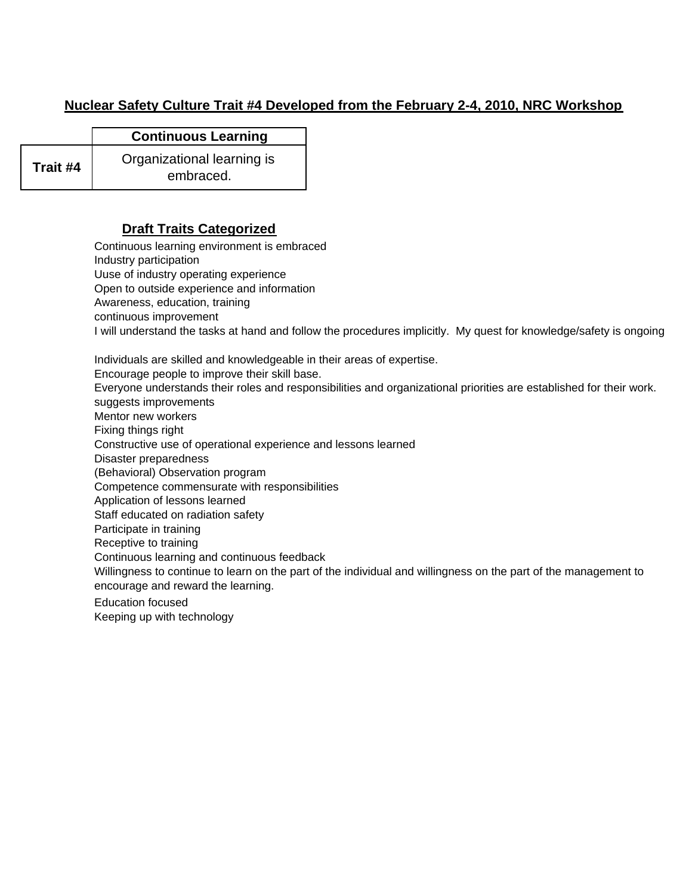## Nuclear Safety Culture Trait #4 Developed from the February 2-4, 2010, NRC Workshop

| | Continuous Learning |
|---|---|
| **Trait #4** | Organizational learning is embraced. |

### Draft Traits Categorized

Continuous learning environment is embraced
Industry participation
Uuse of industry operating experience
Open to outside experience and information
Awareness, education, training
continuous improvement
I will understand the tasks at hand and follow the procedures implicitly. My quest for knowledge/safety is ongoing

Individuals are skilled and knowledgeable in their areas of expertise.
Encourage people to improve their skill base.
Everyone understands their roles and responsibilities and organizational priorities are established for their work.
suggests improvements
Mentor new workers
Fixing things right
Constructive use of operational experience and lessons learned
Disaster preparedness
(Behavioral) Observation program
Competence commensurate with responsibilities
Application of lessons learned
Staff educated on radiation safety
Participate in training
Receptive to training
Continuous learning and continuous feedback
Willingness to continue to learn on the part of the individual and willingness on the part of the management to encourage and reward the learning.
Education focused
Keeping up with technology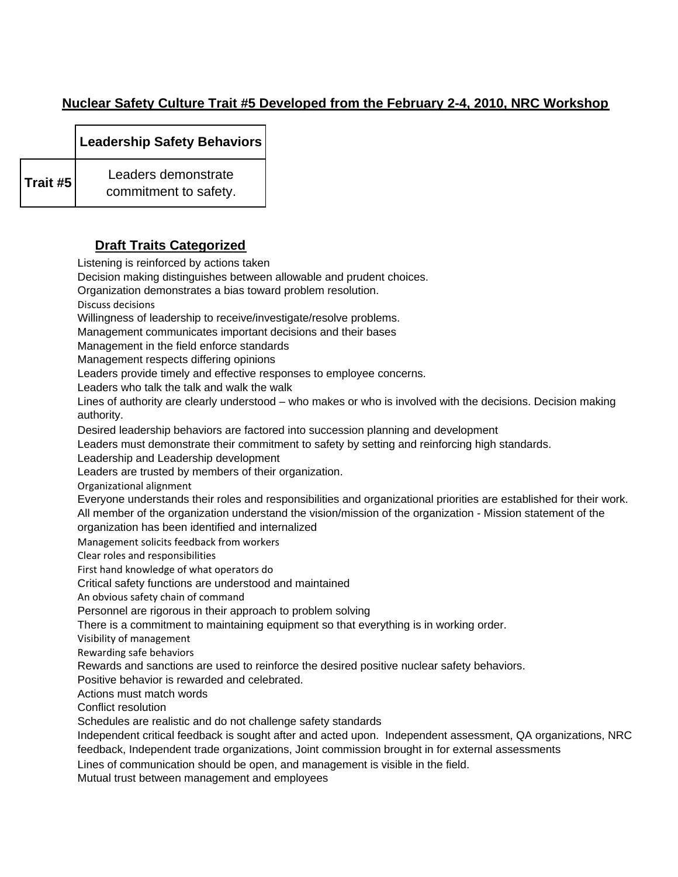## Nuclear Safety Culture Trait #5 Developed from the February 2-4, 2010, NRC Workshop

| | Leadership Safety Behaviors |
|---|---|
| **Trait #5** | Leaders demonstrate commitment to safety. |

### Draft Traits Categorized

Listening is reinforced by actions taken
Decision making distinguishes between allowable and prudent choices.
Organization demonstrates a bias toward problem resolution.
Discuss decisions
Willingness of leadership to receive/investigate/resolve problems.
Management communicates important decisions and their bases
Management in the field enforce standards
Management respects differing opinions
Leaders provide timely and effective responses to employee concerns.
Leaders who talk the talk and walk the walk
Lines of authority are clearly understood – who makes or who is involved with the decisions. Decision making authority.
Desired leadership behaviors are factored into succession planning and development
Leaders must demonstrate their commitment to safety by setting and reinforcing high standards.
Leadership and Leadership development
Leaders are trusted by members of their organization.
Organizational alignment
Everyone understands their roles and responsibilities and organizational priorities are established for their work.
All member of the organization understand the vision/mission of the organization - Mission statement of the organization has been identified and internalized
Management solicits feedback from workers
Clear roles and responsibilities
First hand knowledge of what operators do
Critical safety functions are understood and maintained
An obvious safety chain of command
Personnel are rigorous in their approach to problem solving
There is a commitment to maintaining equipment so that everything is in working order.
Visibility of management
Rewarding safe behaviors
Rewards and sanctions are used to reinforce the desired positive nuclear safety behaviors.
Positive behavior is rewarded and celebrated.
Actions must match words
Conflict resolution
Schedules are realistic and do not challenge safety standards
Independent critical feedback is sought after and acted upon. Independent assessment, QA organizations, NRC feedback, Independent trade organizations, Joint commission brought in for external assessments
Lines of communication should be open, and management is visible in the field.
Mutual trust between management and employees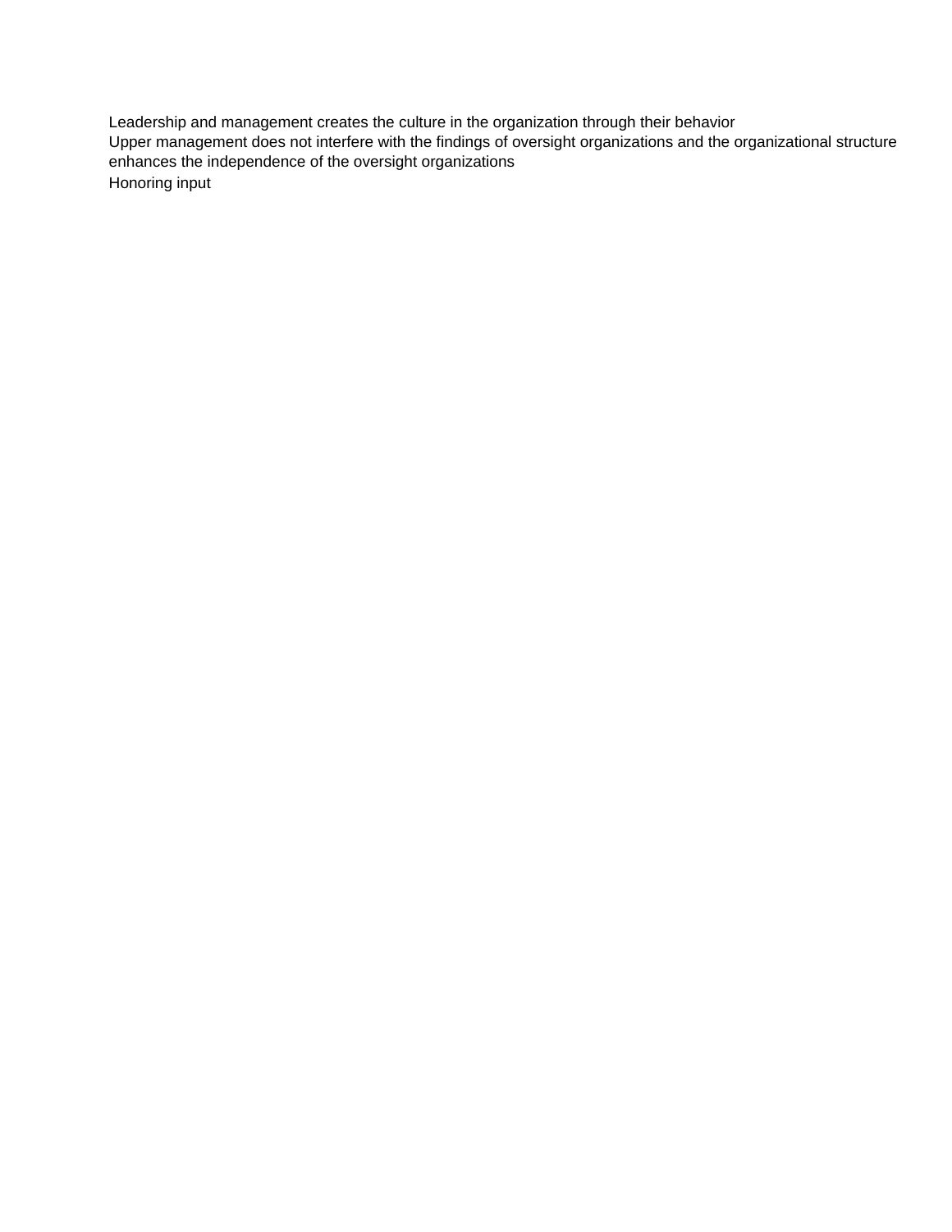Leadership and management creates the culture in the organization through their behavior

Upper management does not interfere with the findings of oversight organizations and the organizational structure enhances the independence of the oversight organizations

Honoring input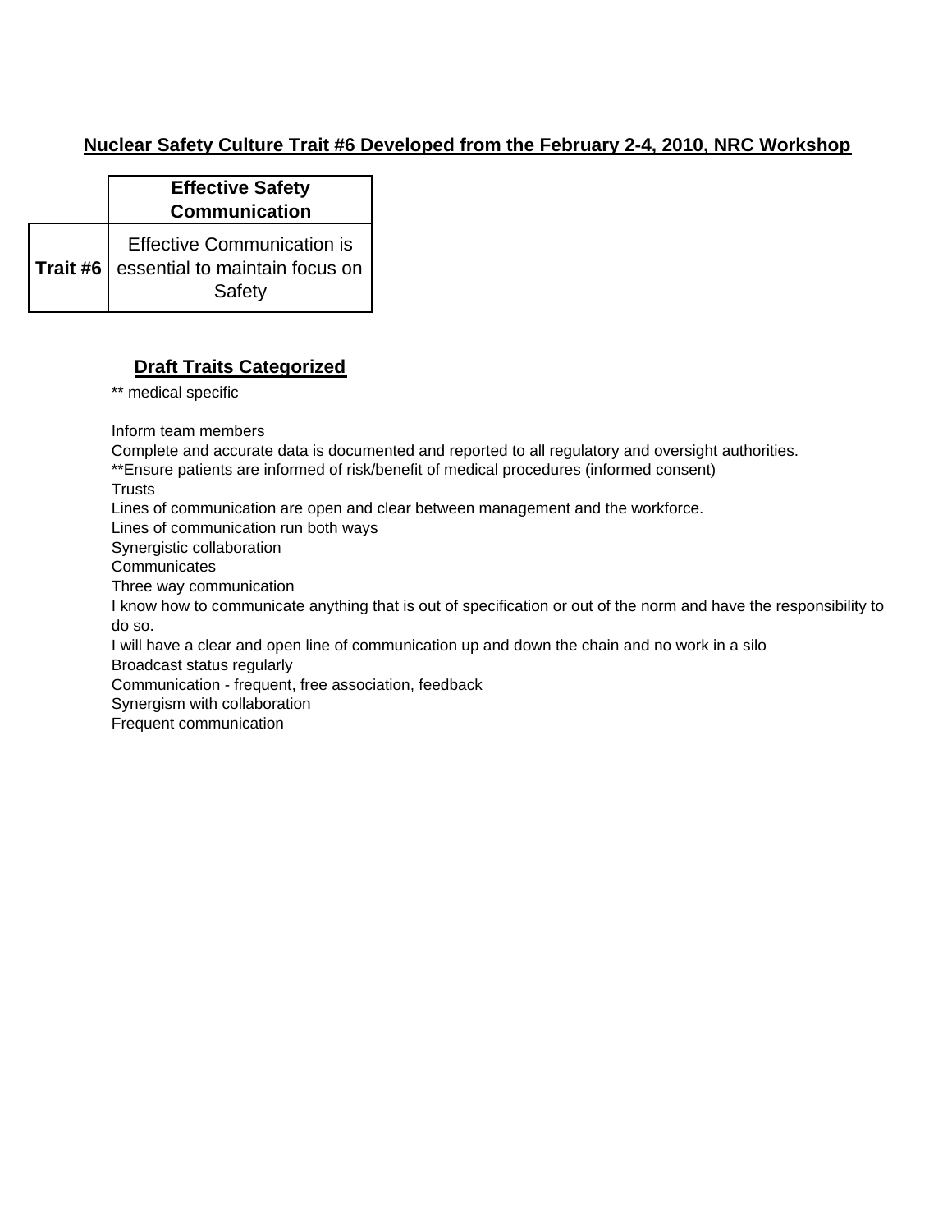## Nuclear Safety Culture Trait #6 Developed from the February 2-4, 2010, NRC Workshop

| | Effective Safety Communication |
|---|---|
| **Trait #6** | Effective Communication is essential to maintain focus on Safety |

### Draft Traits Categorized

** medical specific

Inform team members
Complete and accurate data is documented and reported to all regulatory and oversight authorities.
**Ensure patients are informed of risk/benefit of medical procedures (informed consent)
Trusts
Lines of communication are open and clear between management and the workforce.
Lines of communication run both ways
Synergistic collaboration
Communicates
Three way communication
I know how to communicate anything that is out of specification or out of the norm and have the responsibility to do so.
I will have a clear and open line of communication up and down the chain and no work in a silo
Broadcast status regularly
Communication - frequent, free association, feedback
Synergism with collaboration
Frequent communication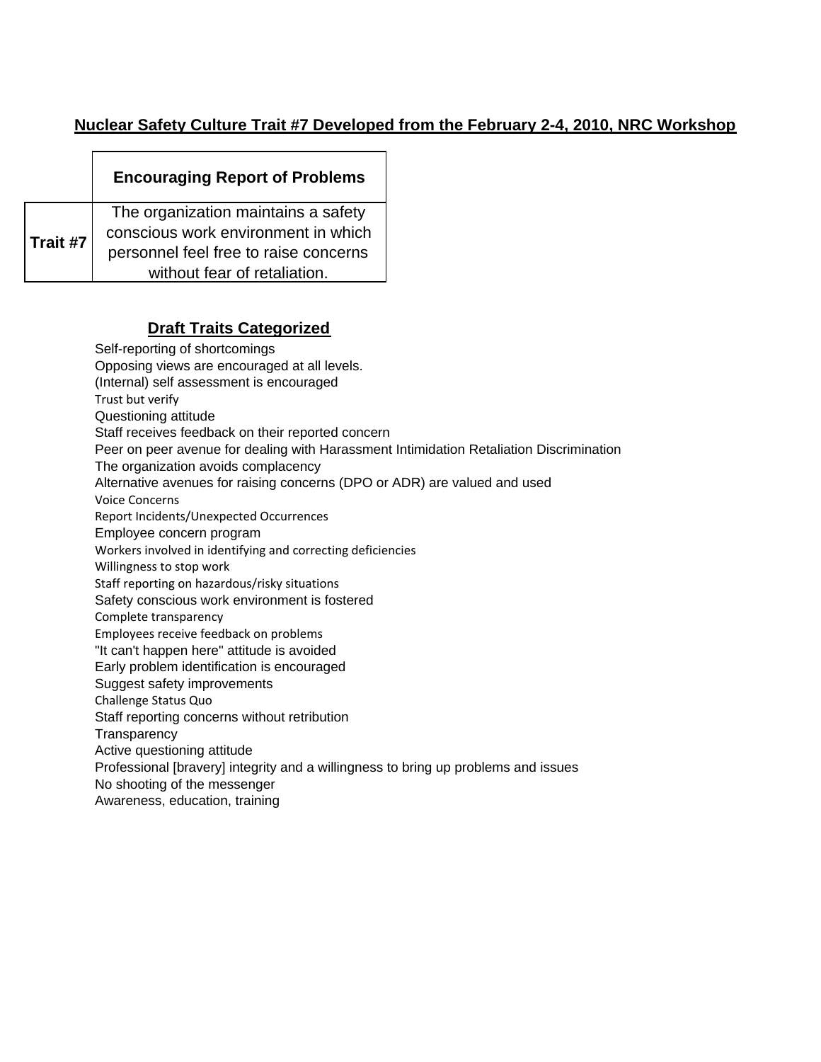## Nuclear Safety Culture Trait #7 Developed from the February 2-4, 2010, NRC Workshop

| | Encouraging Report of Problems |
|---|---|
| **Trait #7** | The organization maintains a safety conscious work environment in which personnel feel free to raise concerns without fear of retaliation. |

### Draft Traits Categorized

Self-reporting of shortcomings
Opposing views are encouraged at all levels.
(Internal) self assessment is encouraged
Trust but verify
Questioning attitude
Staff receives feedback on their reported concern
Peer on peer avenue for dealing with Harassment Intimidation Retaliation Discrimination
The organization avoids complacency
Alternative avenues for raising concerns (DPO or ADR) are valued and used
Voice Concerns
Report Incidents/Unexpected Occurrences
Employee concern program
Workers involved in identifying and correcting deficiencies
Willingness to stop work
Staff reporting on hazardous/risky situations
Safety conscious work environment is fostered
Complete transparency
Employees receive feedback on problems
"It can't happen here" attitude is avoided
Early problem identification is encouraged
Suggest safety improvements
Challenge Status Quo
Staff reporting concerns without retribution
Transparency
Active questioning attitude
Professional [bravery] integrity and a willingness to bring up problems and issues
No shooting of the messenger
Awareness, education, training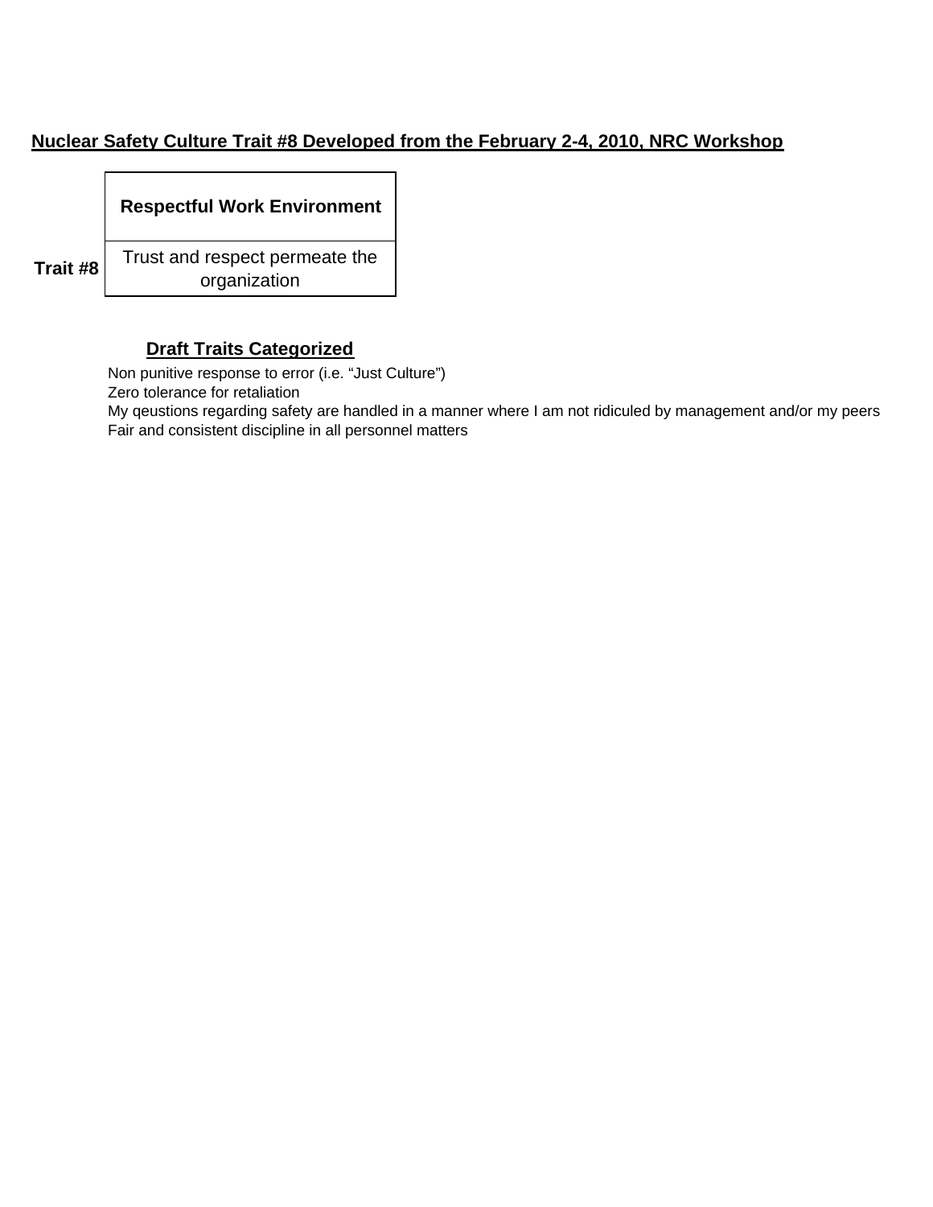## Nuclear Safety Culture Trait #8 Developed from the February 2-4, 2010, NRC Workshop

| | Respectful Work Environment |
|---|---|
| **Trait #8** | Trust and respect permeate the organization |

### Draft Traits Categorized

Non punitive response to error (i.e. “Just Culture”)
Zero tolerance for retaliation
My qeustions regarding safety are handled in a manner where I am not ridiculed by management and/or my peers
Fair and consistent discipline in all personnel matters